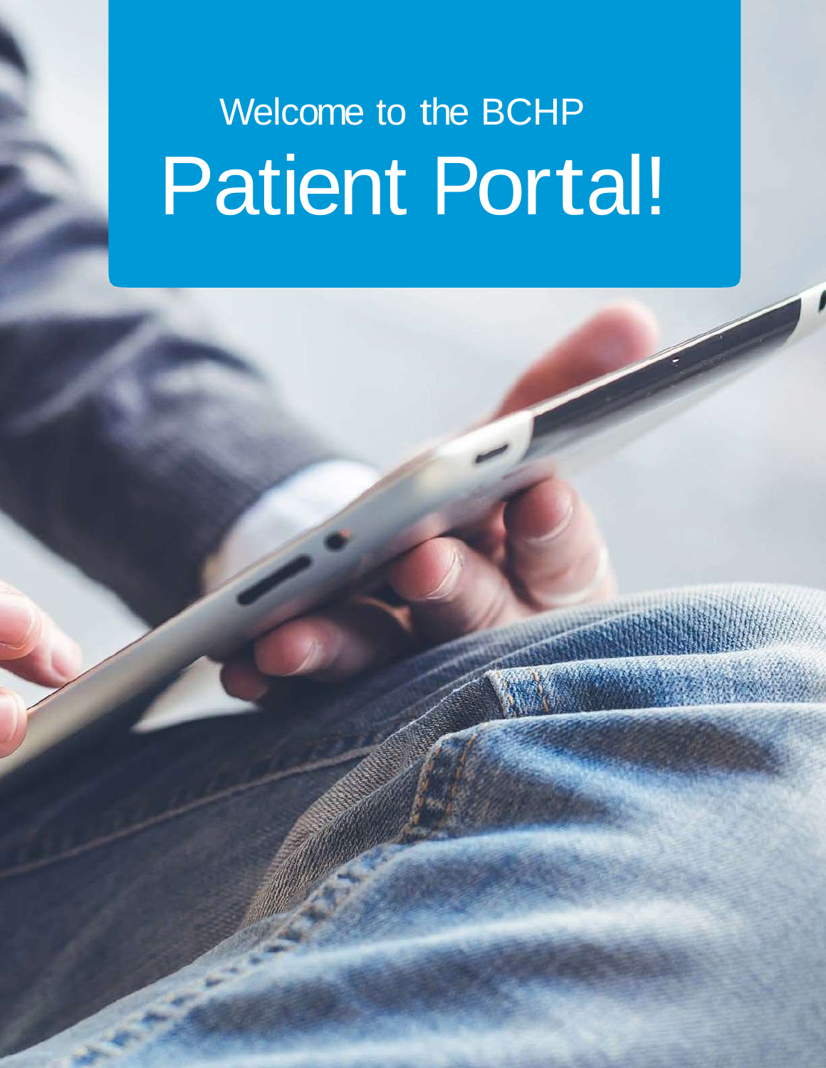Welcome to the BCHP

# Patient Portal!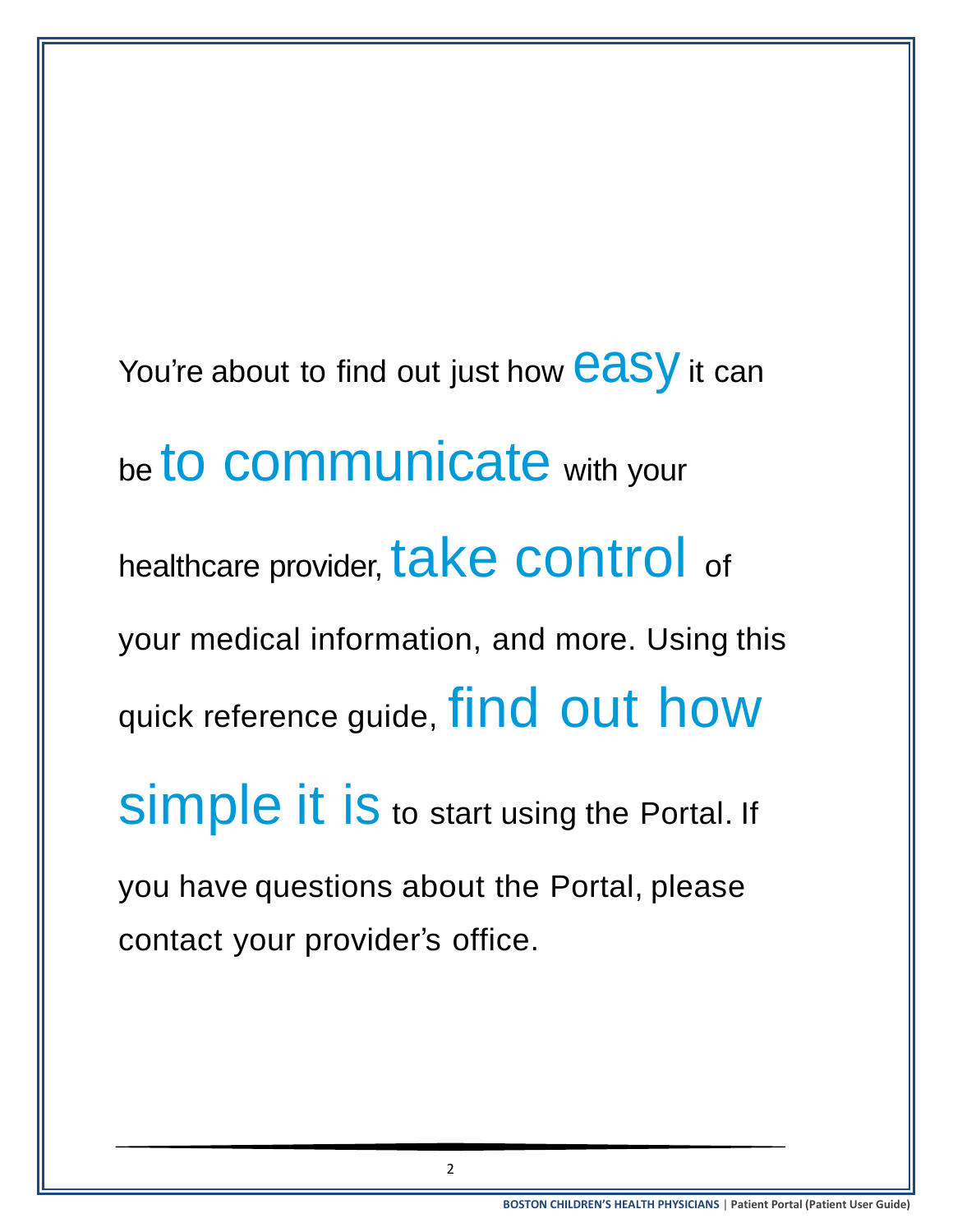You're about to find out just how easy it can be to communicate with your healthcare provider, take control of your medical information, and more. Using this quick reference guide, find out how simple it is to start using the Portal. If you have questions about the Portal, please contact your provider's office.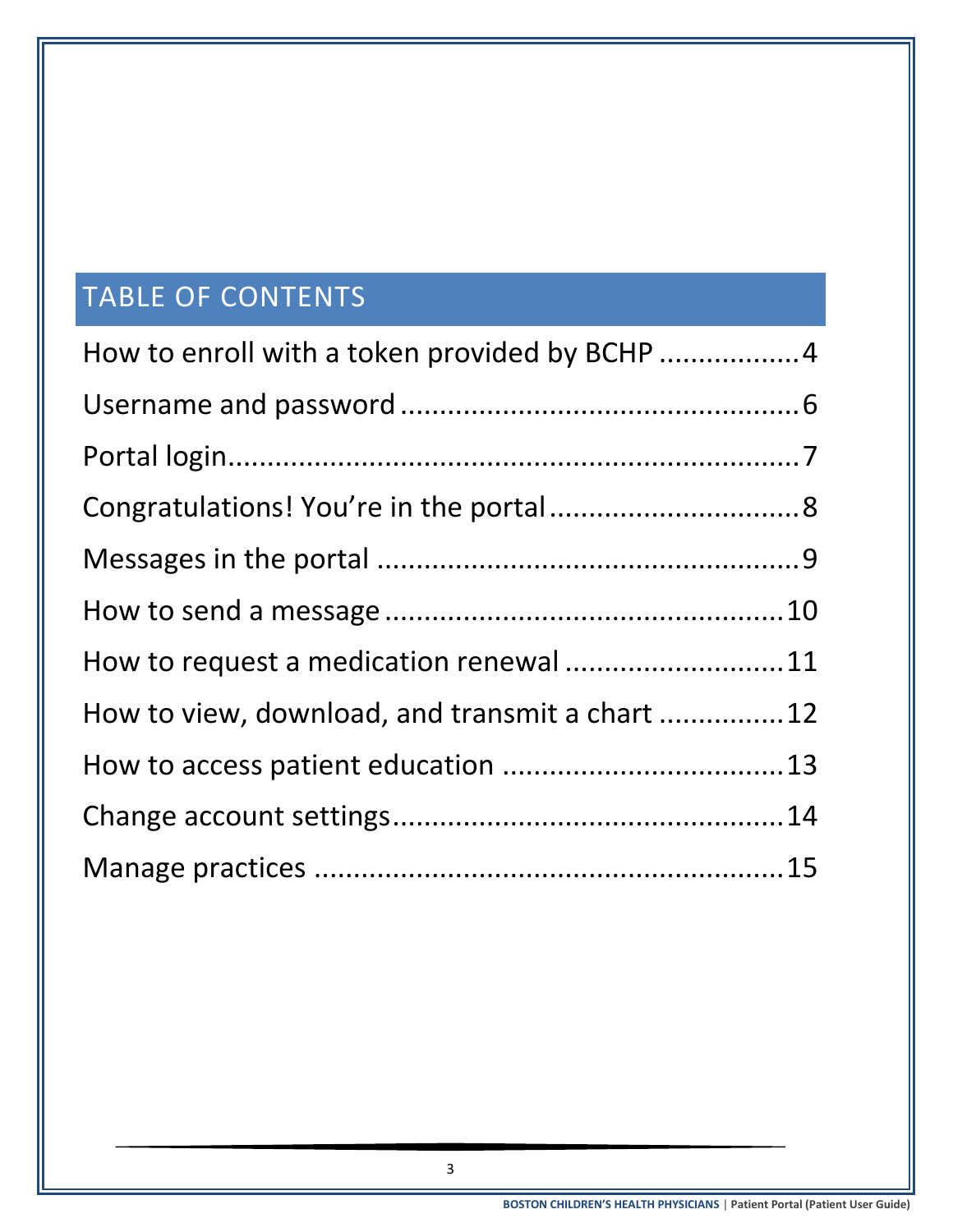# TABLE OF CONTENTS

How to enroll with a token provided by BCHP .................4

Username and password .................................................6

Portal login.......................................................................7

Congratulations! You're in the portal ...............................8

Messages in the portal .....................................................9

How to send a message ..................................................10

How to request a medication renewal ...........................11

How to view, download, and transmit a chart ...............12

How to access patient education ...................................13

Change account settings.................................................14

Manage practices ...........................................................15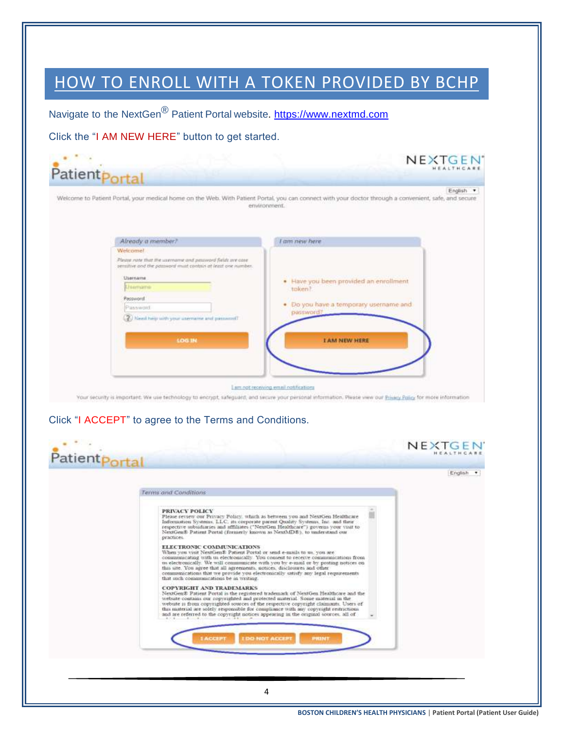# HOW TO ENROLL WITH A TOKEN PROVIDED BY BCHP

Navigate to the NextGen® Patient Portal website. https://www.nextmd.com

Click the "I AM NEW HERE" button to get started.

Click "I ACCEPT" to agree to the Terms and Conditions.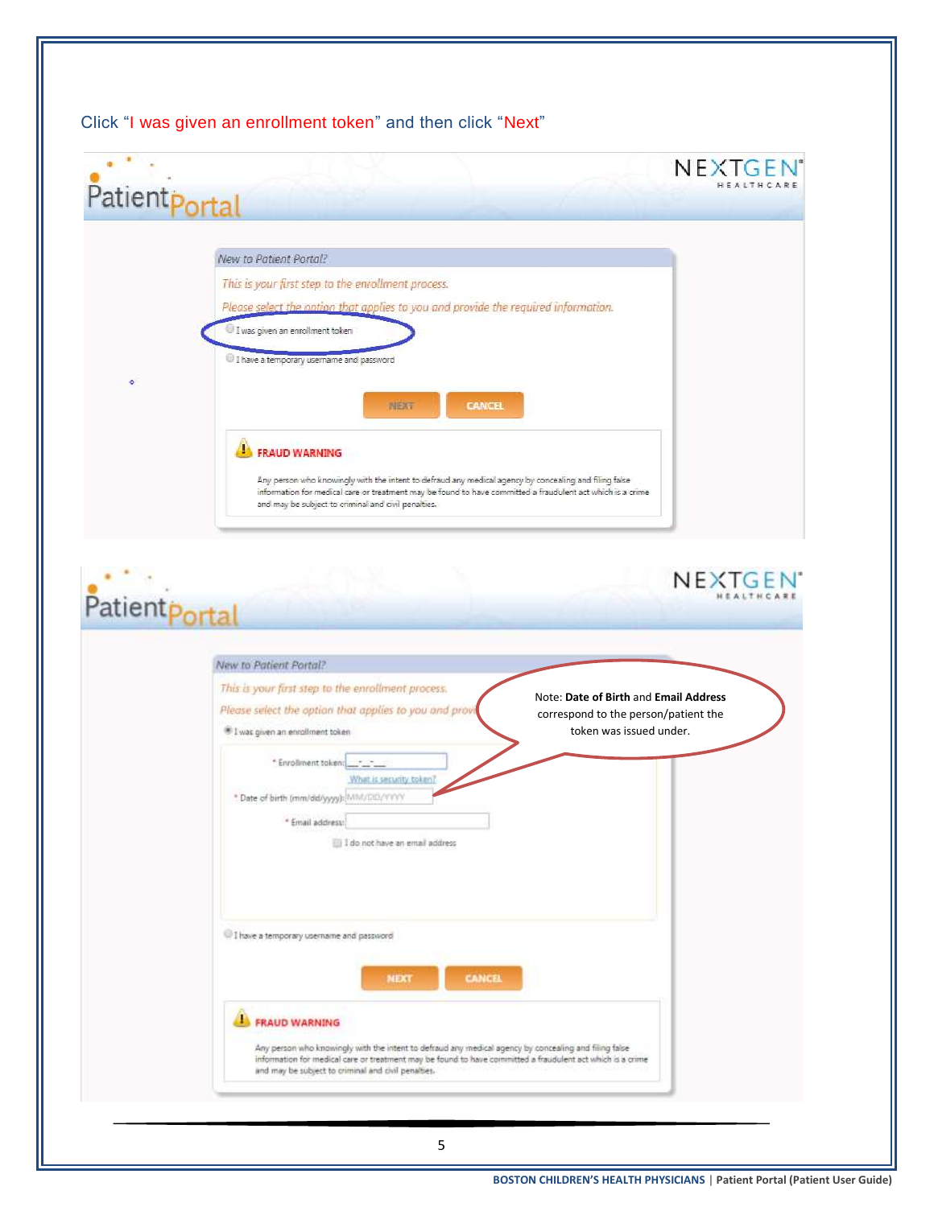Click "I was given an enrollment token" and then click "Next"

PatientPortal

NEXTGEN HEALTHCARE

*New to Patient Portal?*

*This is your first step to the enrollment process.*

*Please select the option that applies to you and provide the required information.*

- I was given an enrollment token
- I have a temporary username and password

NEXT CANCEL

**FRAUD WARNING**

Any person who knowingly with the intent to defraud any medical agency by concealing and filing false information for medical care or treatment may be found to have committed a fraudulent act which is a crime and may be subject to criminal and civil penalties.

PatientPortal

NEXTGEN HEALTHCARE

*New to Patient Portal?*

*This is your first step to the enrollment process.*

*Please select the option that applies to you and provide the required information.*

- I was given an enrollment token
  - * Enrollment token: ___-___-___
    - What is security token?
  - * Date of birth (mm/dd/yyyy): MM/DD/YYYY
  - * Email address:
    - I do not have an email address
- I have a temporary username and password

NEXT CANCEL

Note: **Date of Birth** and **Email Address** correspond to the person/patient the token was issued under.

**FRAUD WARNING**

Any person who knowingly with the intent to defraud any medical agency by concealing and filing false information for medical care or treatment may be found to have committed a fraudulent act which is a crime and may be subject to criminal and civil penalties.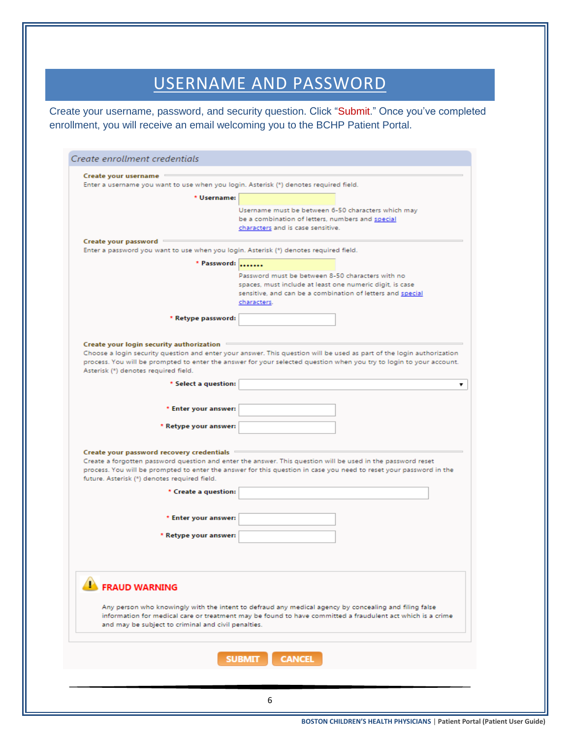# USERNAME AND PASSWORD

Create your username, password, and security question. Click "Submit." Once you've completed enrollment, you will receive an email welcoming you to the BCHP Patient Portal.

*Create enrollment credentials*

**Create your username**

Enter a username you want to use when you login. Asterisk (*) denotes required field.

**\* Username:**

Username must be between 6-50 characters which may be a combination of letters, numbers and special characters and is case sensitive.

**Create your password**

Enter a password you want to use when you login. Asterisk (*) denotes required field.

**\* Password:** •••••••

Password must be between 8-50 characters with no spaces, must include at least one numeric digit, is case sensitive, and can be a combination of letters and special characters.

**\* Retype password:**

**Create your login security authorization**

Choose a login security question and enter your answer. This question will be used as part of the login authorization process. You will be prompted to enter the answer for your selected question when you try to login to your account. Asterisk (*) denotes required field.

**\* Select a question:**

**\* Enter your answer:**

**\* Retype your answer:**

**Create your password recovery credentials**

Create a forgotten password question and enter the answer. This question will be used in the password reset process. You will be prompted to enter the answer for this question in case you need to reset your password in the future. Asterisk (*) denotes required field.

**\* Create a question:**

**\* Enter your answer:**

**\* Retype your answer:**

**FRAUD WARNING**

Any person who knowingly with the intent to defraud any medical agency by concealing and filing false information for medical care or treatment may be found to have committed a fraudulent act which is a crime and may be subject to criminal and civil penalties.

SUBMIT CANCEL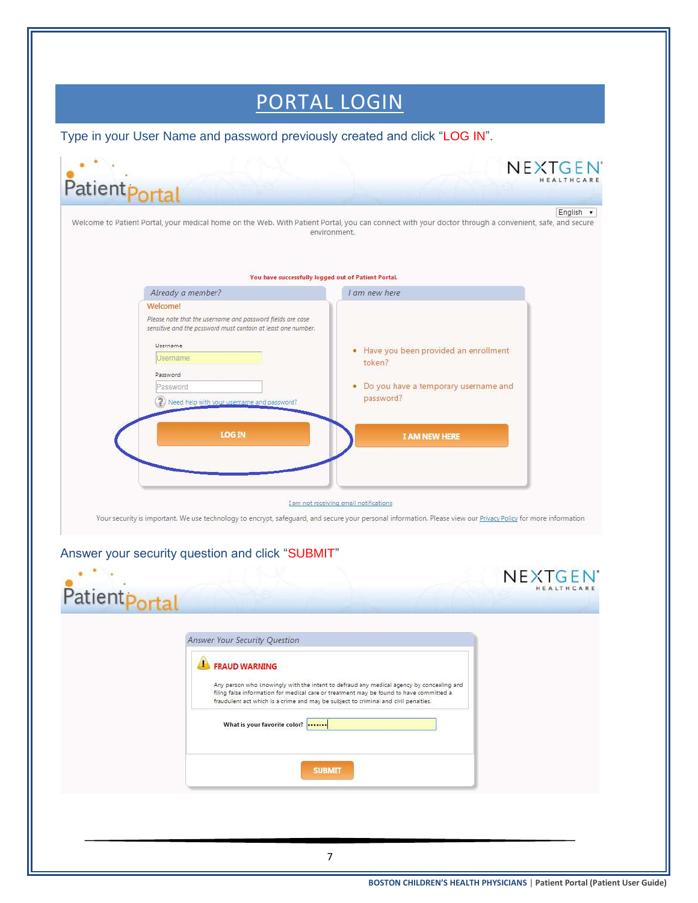# PORTAL LOGIN

Type in your User Name and password previously created and click "LOG IN".

PatientPortal

NEXTGEN HEALTHCARE

English

Welcome to Patient Portal, your medical home on the Web. With Patient Portal, you can connect with your doctor through a convenient, safe, and secure environment.

You have successfully logged out of Patient Portal.

*Already a member?*

Welcome!

*Please note that the username and password fields are case sensitive and the password must contain at least one number.*

Username

Password

Need help with your username and password?

LOG IN

*I am new here*

- Have you been provided an enrollment token?
- Do you have a temporary username and password?

I AM NEW HERE

I am not receiving email notifications

Your security is important. We use technology to encrypt, safeguard, and secure your personal information. Please view our Privacy Policy for more information

Answer your security question and click "SUBMIT"

PatientPortal

NEXTGEN HEALTHCARE

*Answer Your Security Question*

**FRAUD WARNING**

Any person who knowingly with the intent to defraud any medical agency by concealing and filing false information for medical care or treatment may be found to have committed a fraudulent act which is a crime and may be subject to criminal and civil penalties.

What is your favorite color?

SUBMIT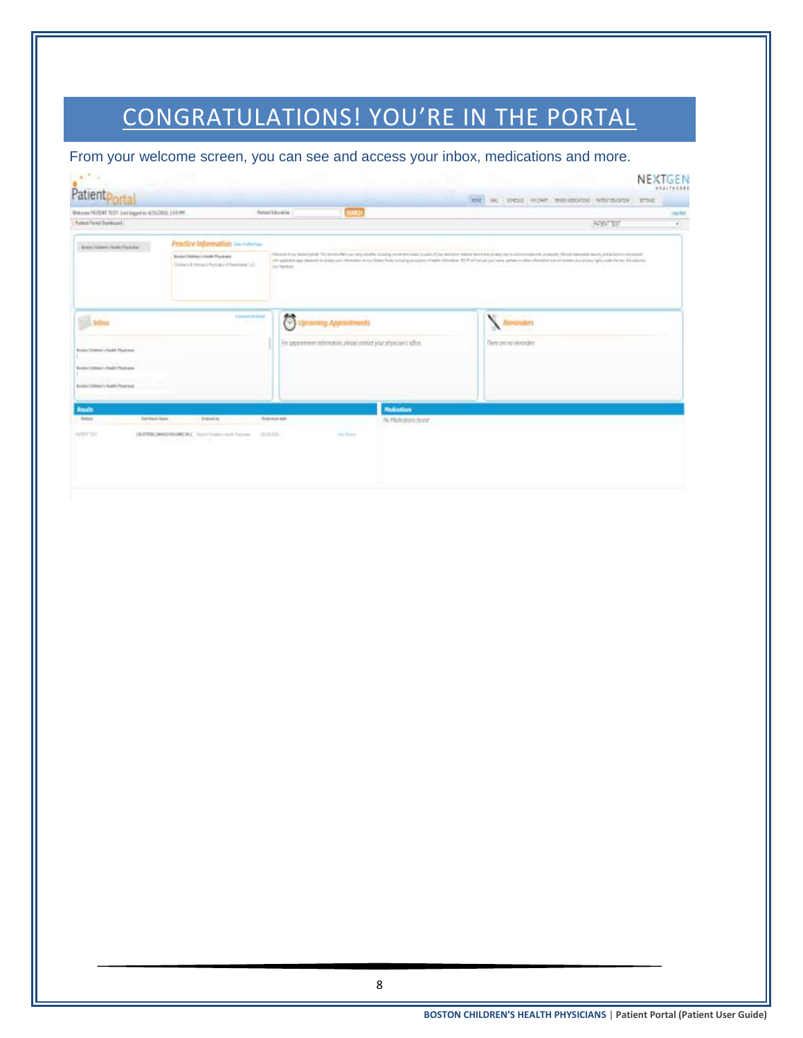# CONGRATULATIONS! YOU'RE IN THE PORTAL

From your welcome screen, you can see and access your inbox, medications and more.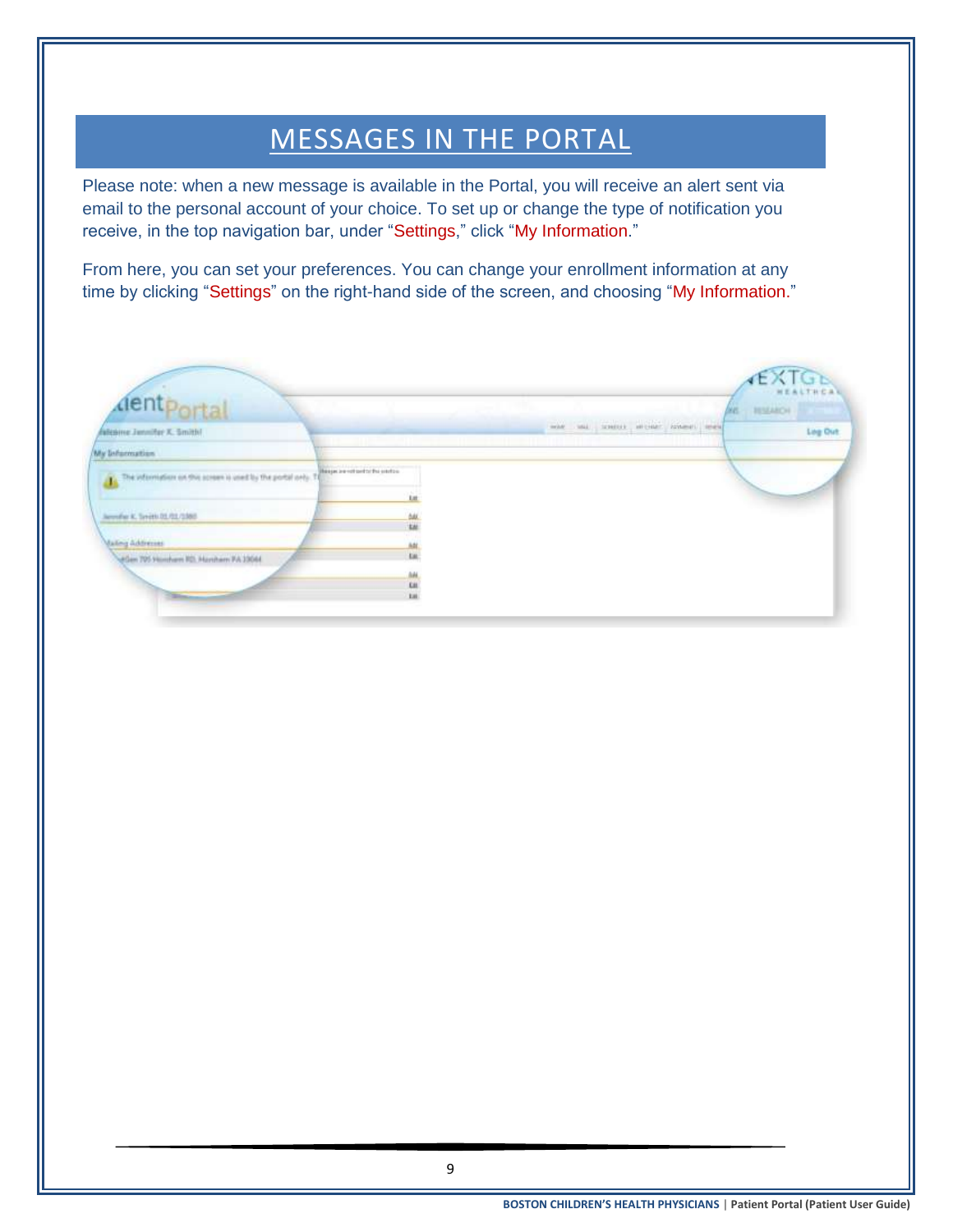# MESSAGES IN THE PORTAL

Please note: when a new message is available in the Portal, you will receive an alert sent via email to the personal account of your choice. To set up or change the type of notification you receive, in the top navigation bar, under "Settings," click "My Information."

From here, you can set your preferences. You can change your enrollment information at any time by clicking "Settings" on the right-hand side of the screen, and choosing "My Information."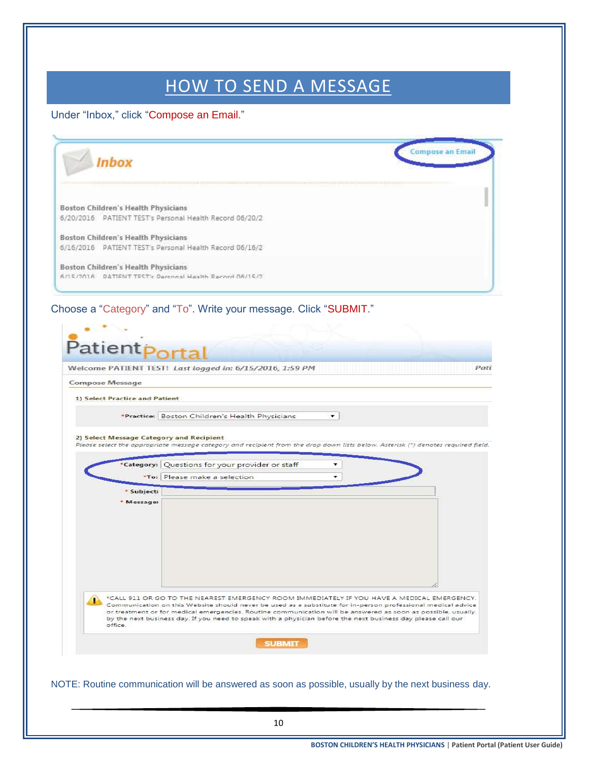# HOW TO SEND A MESSAGE

Under "Inbox," click "Compose an Email."

Inbox

Compose an Email

Boston Children's Health Physicians
6/20/2016 PATIENT TEST's Personal Health Record 06/20/2

Boston Children's Health Physicians
6/16/2016 PATIENT TEST's Personal Health Record 06/16/2

Boston Children's Health Physicians
6/15/2016 PATIENT TEST's Personal Health Record 06/15/2

Choose a "Category" and "To". Write your message. Click "SUBMIT."

PatientPortal

Welcome PATIENT TEST! *Last logged in: 6/15/2016, 1:59 PM*

Compose Message

**1) Select Practice and Patient**

*Practice: Boston Children's Health Physicians

**2) Select Message Category and Recipient**

*Please select the appropriate message category and recipient from the drop down lists below. Asterisk (*) denotes required field.*

*Category: Questions for your provider or staff

*To: Please make a selection

* Subject:

* Message:

*CALL 911 OR GO TO THE NEAREST EMERGENCY ROOM IMMEDIATELY IF YOU HAVE A MEDICAL EMERGENCY. Communication on this Website should never be used as a substitute for in-person professional medical advice or treatment or for medical emergencies. Routine communication will be answered as soon as possible, usually by the next business day. If you need to speak with a physician before the next business day please call our office.

SUBMIT

NOTE: Routine communication will be answered as soon as possible, usually by the next business day.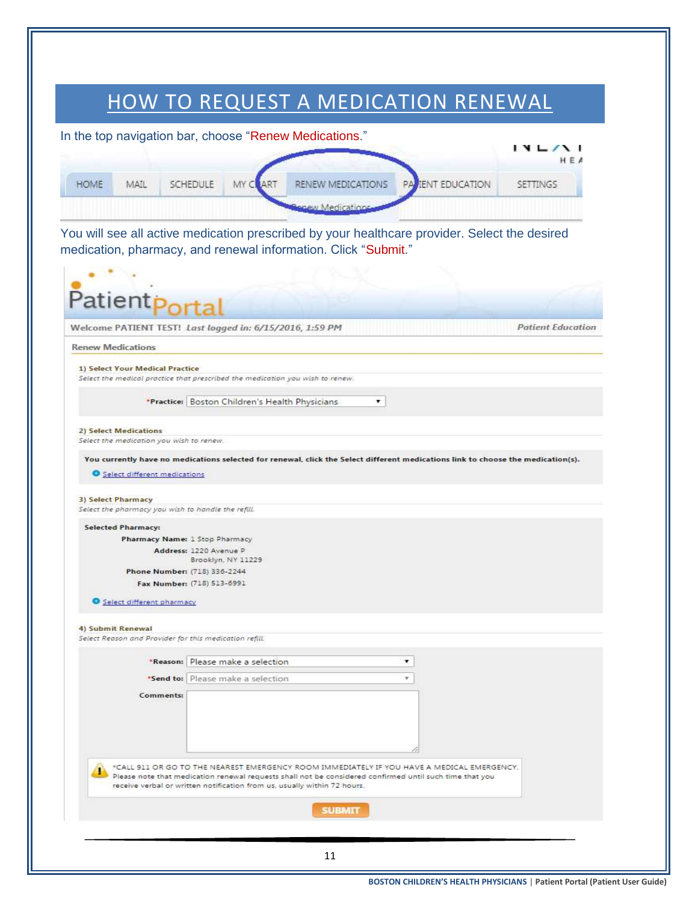# HOW TO REQUEST A MEDICATION RENEWAL

In the top navigation bar, choose "Renew Medications."

HOME | MAIL | SCHEDULE | MY CHART | RENEW MEDICATIONS | PATIENT EDUCATION | SETTINGS

Renew Medications

You will see all active medication prescribed by your healthcare provider. Select the desired medication, pharmacy, and renewal information. Click "Submit."

PatientPortal

Welcome PATIENT TEST! *Last logged in: 6/15/2016, 1:59 PM* — *Patient Education*

**Renew Medications**

**1) Select Your Medical Practice**

*Select the medical practice that prescribed the medication you wish to renew.*

**\*Practice:** Boston Children's Health Physicians

**2) Select Medications**

*Select the medication you wish to renew.*

**You currently have no medications selected for renewal, click the Select different medications link to choose the medication(s).**

Select different medications

**3) Select Pharmacy**

*Select the pharmacy you wish to handle the refill.*

**Selected Pharmacy:**

**Pharmacy Name:** 1 Stop Pharmacy
**Address:** 1220 Avenue P
Brooklyn, NY 11229
**Phone Number:** (718) 336-2244
**Fax Number:** (718) 513-6991

Select different pharmacy

**4) Submit Renewal**

*Select Reason and Provider for this medication refill.*

**\*Reason:** Please make a selection
**\*Send to:** Please make a selection
**Comments:**

\*CALL 911 OR GO TO THE NEAREST EMERGENCY ROOM IMMEDIATELY IF YOU HAVE A MEDICAL EMERGENCY. Please note that medication renewal requests shall not be considered confirmed until such time that you receive verbal or written notification from us, usually within 72 hours.

SUBMIT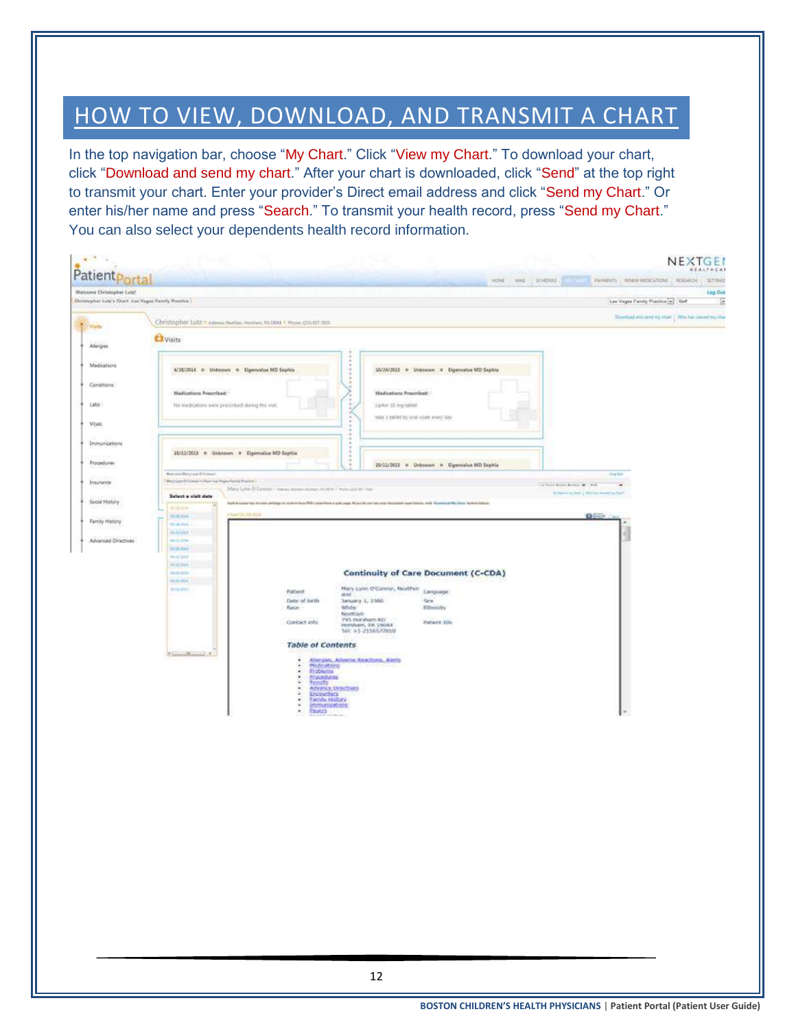# HOW TO VIEW, DOWNLOAD, AND TRANSMIT A CHART

In the top navigation bar, choose "My Chart." Click "View my Chart." To download your chart, click "Download and send my chart." After your chart is downloaded, click "Send" at the top right to transmit your chart. Enter your provider's Direct email address and click "Send my Chart." Or enter his/her name and press "Search." To transmit your health record, press "Send my Chart." You can also select your dependents health record information.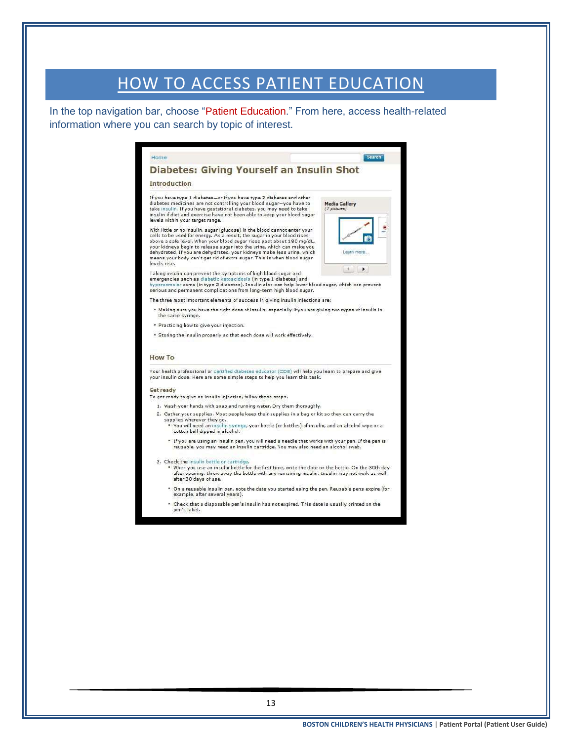# HOW TO ACCESS PATIENT EDUCATION

In the top navigation bar, choose "Patient Education." From here, access health-related information where you can search by topic of interest.

Home

Search

## Diabetes: Giving Yourself an Insulin Shot

### Introduction

If you have type 1 diabetes—or if you have type 2 diabetes and other diabetes medicines are not controlling your blood sugar—you have to take insulin. If you have gestational diabetes, you may need to take insulin if diet and exercise have not been able to keep your blood sugar levels within your target range.

Media Gallery
*(7 pictures)*

Learn more...

With little or no insulin, sugar (glucose) in the blood cannot enter your cells to be used for energy. As a result, the sugar in your blood rises above a safe level. When your blood sugar rises past about 180 mg/dL, your kidneys begin to release sugar into the urine, which can make you dehydrated. If you are dehydrated, your kidneys make less urine, which means your body can't get rid of extra sugar. This is when blood sugar levels rise.

Taking insulin can prevent the symptoms of high blood sugar and emergencies such as diabetic ketoacidosis (in type 1 diabetes) and hyperosmolar coma (in type 2 diabetes). Insulin also can help lower blood sugar, which can prevent serious and permanent complications from long-term high blood sugar.

The three most important elements of success in giving insulin injections are:

- Making sure you have the right dose of insulin, especially if you are giving two types of insulin in the same syringe.
- Practicing how to give your injection.
- Storing the insulin properly so that each dose will work effectively.

### How To

Your health professional or certified diabetes educator (CDE) will help you learn to prepare and give your insulin dose. Here are some simple steps to help you learn this task.

**Get ready**

To get ready to give an insulin injection, follow these steps.

1. Wash your hands with soap and running water. Dry them thoroughly.
2. Gather your supplies. Most people keep their supplies in a bag or kit so they can carry the supplies wherever they go.
   - You will need an insulin syringe, your bottle (or bottles) of insulin, and an alcohol wipe or a cotton ball dipped in alcohol.
   - If you are using an insulin pen, you will need a needle that works with your pen. If the pen is reusable, you may need an insulin cartridge. You may also need an alcohol swab.
3. Check the insulin bottle or cartridge.
   - When you use an insulin bottle for the first time, write the date on the bottle. On the 30th day after opening, throw away the bottle with any remaining insulin. Insulin may not work as well after 30 days of use.
   - On a reusable insulin pen, note the date you started using the pen. Reusable pens expire (for example, after several years).
   - Check that a disposable pen's insulin has not expired. This date is usually printed on the pen's label.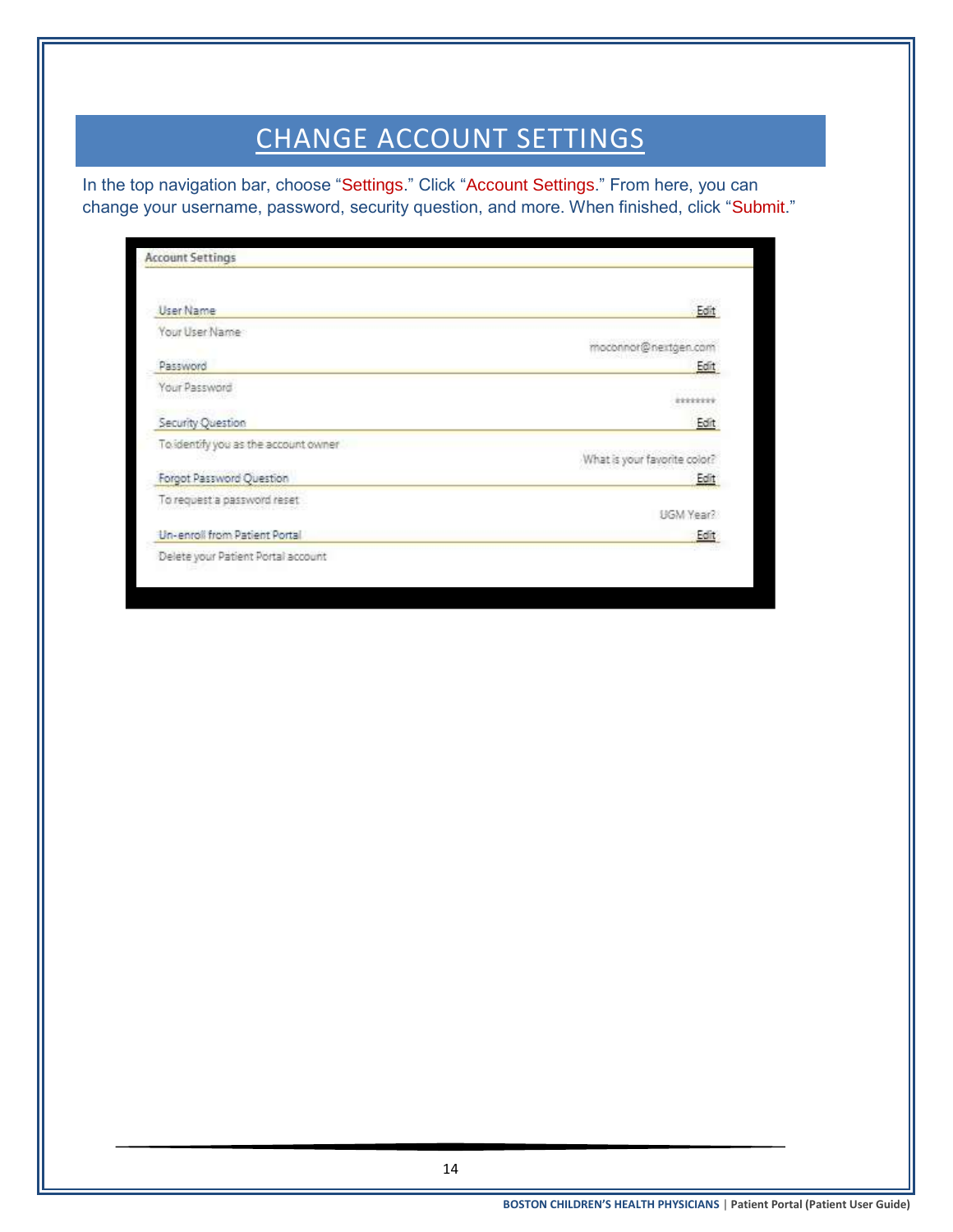# CHANGE ACCOUNT SETTINGS

In the top navigation bar, choose "Settings." Click "Account Settings." From here, you can change your username, password, security question, and more. When finished, click "Submit."

**Account Settings**

| | |
|---|---|
| User Name | Edit |
| Your User Name | moconnor@nextgen.com |
| Password | Edit |
| Your Password | ******** |
| Security Question | Edit |
| To identify you as the account owner | What is your favorite color? |
| Forgot Password Question | Edit |
| To request a password reset | UGM Year? |
| Un-enroll from Patient Portal | Edit |
| Delete your Patient Portal account | |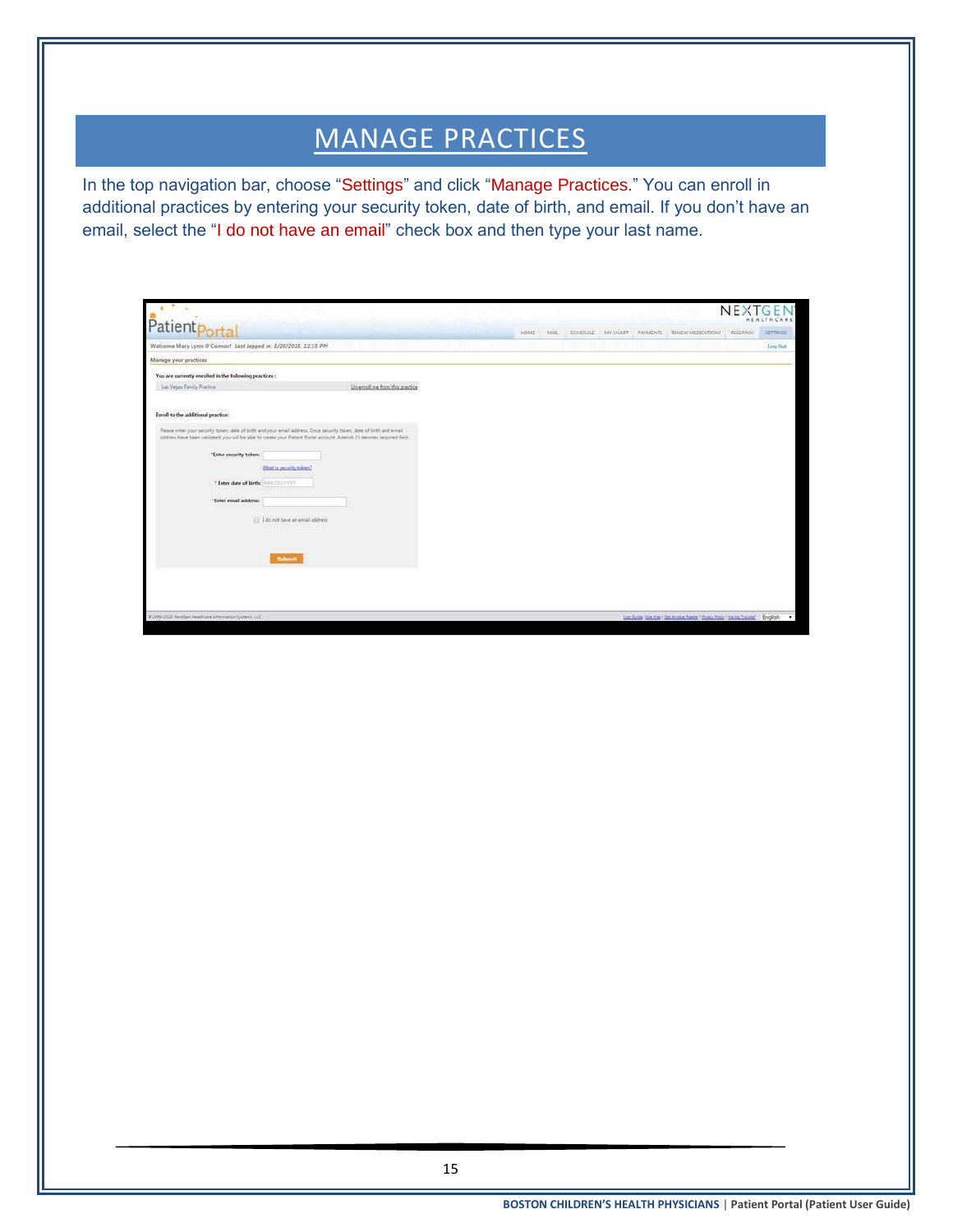# MANAGE PRACTICES

In the top navigation bar, choose "Settings" and click "Manage Practices." You can enroll in additional practices by entering your security token, date of birth, and email. If you don't have an email, select the "I do not have an email" check box and then type your last name.